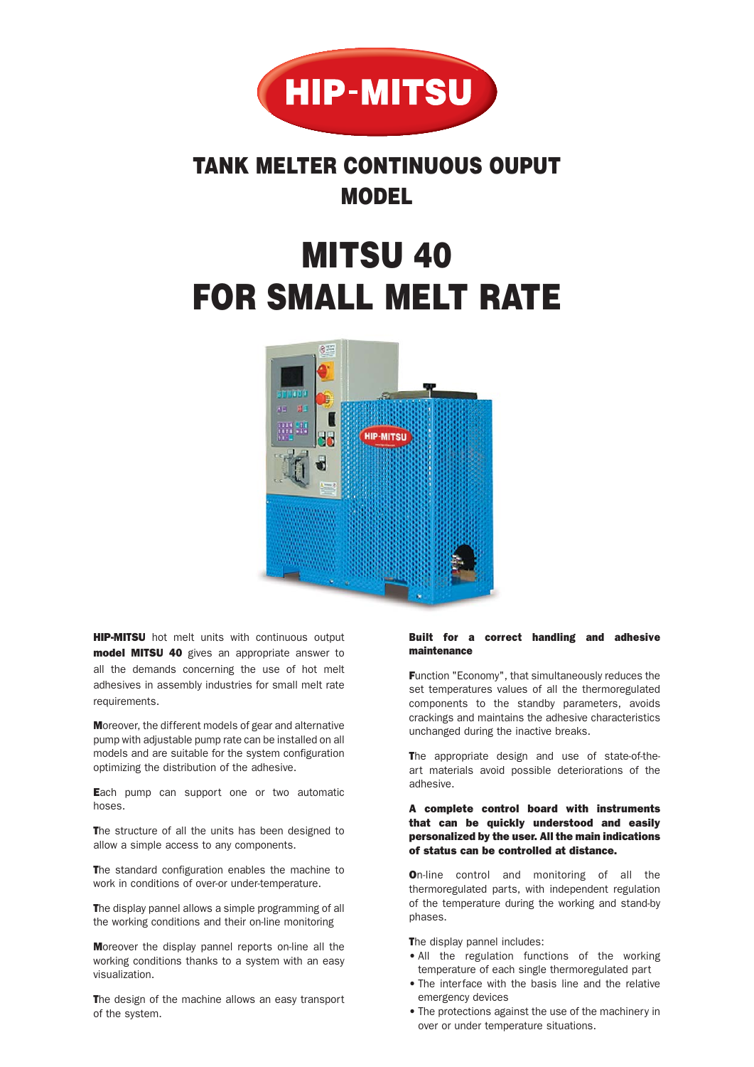# HIP-MITSU

## TANK MELTER CONTINUOUS OUPUT MODEL

# MITSU 40
# FOR SMALL MELT RATE

**HIP-MITSU** hot melt units with continuous output **model MITSU 40** gives an appropriate answer to all the demands concerning the use of hot melt adhesives in assembly industries for small melt rate requirements.

Moreover, the different models of gear and alternative pump with adjustable pump rate can be installed on all models and are suitable for the system configuration optimizing the distribution of the adhesive.

Each pump can support one or two automatic hoses.

The structure of all the units has been designed to allow a simple access to any components.

The standard configuration enables the machine to work in conditions of over-or under-temperature.

The display pannel allows a simple programming of all the working conditions and their on-line monitoring

Moreover the display pannel reports on-line all the working conditions thanks to a system with an easy visualization.

The design of the machine allows an easy transport of the system.

**Built for a correct handling and adhesive maintenance**

Function "Economy", that simultaneously reduces the set temperatures values of all the thermoregulated components to the standby parameters, avoids crackings and maintains the adhesive characteristics unchanged during the inactive breaks.

The appropriate design and use of state-of-the-art materials avoid possible deteriorations of the adhesive.

**A complete control board with instruments that can be quickly understood and easily personalized by the user. All the main indications of status can be controlled at distance.**

On-line control and monitoring of all the thermoregulated parts, with independent regulation of the temperature during the working and stand-by phases.

The display pannel includes:

- All the regulation functions of the working temperature of each single thermoregulated part
- The interface with the basis line and the relative emergency devices
- The protections against the use of the machinery in over or under temperature situations.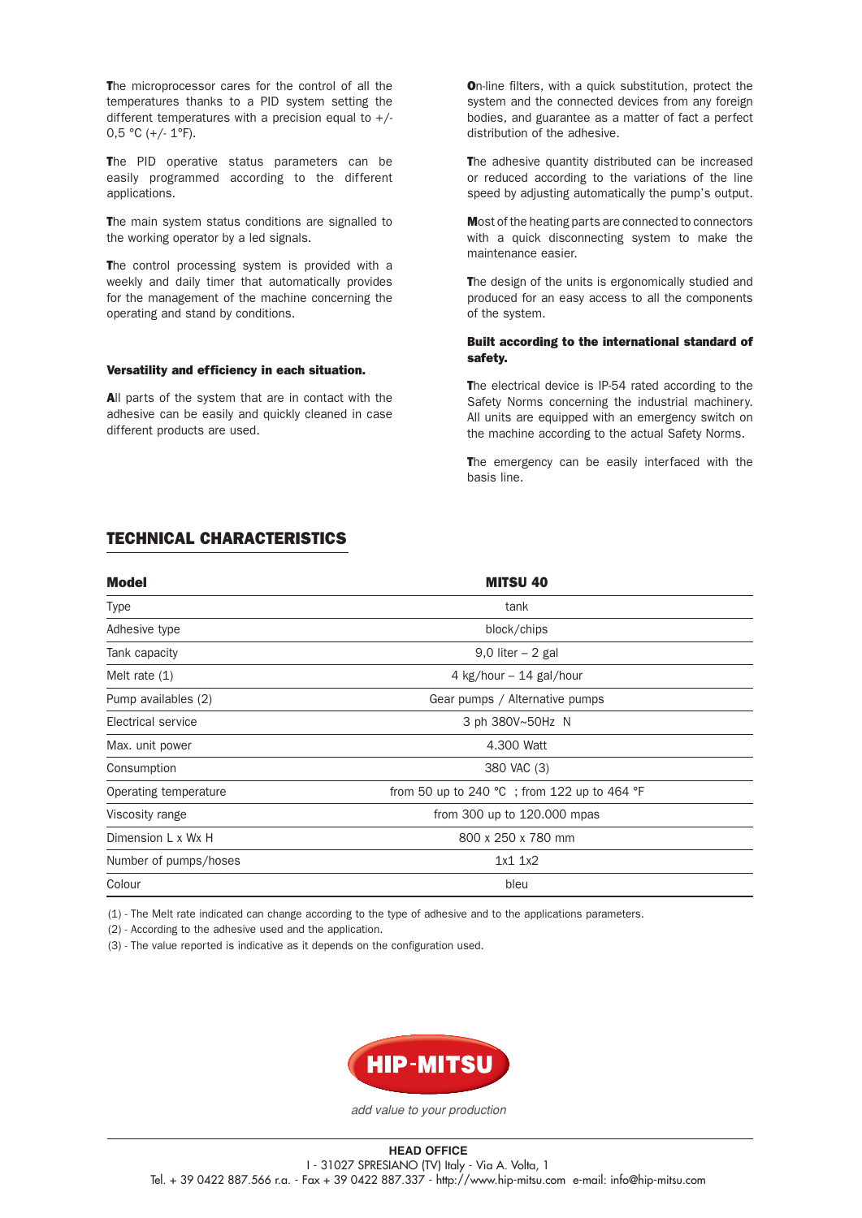The microprocessor cares for the control of all the temperatures thanks to a PID system setting the different temperatures with a precision equal to +/- 0,5 °C (+/- 1°F).

The PID operative status parameters can be easily programmed according to the different applications.

The main system status conditions are signalled to the working operator by a led signals.

The control processing system is provided with a weekly and daily timer that automatically provides for the management of the machine concerning the operating and stand by conditions.

**Versatility and efficiency in each situation.**

All parts of the system that are in contact with the adhesive can be easily and quickly cleaned in case different products are used.

On-line filters, with a quick substitution, protect the system and the connected devices from any foreign bodies, and guarantee as a matter of fact a perfect distribution of the adhesive.

The adhesive quantity distributed can be increased or reduced according to the variations of the line speed by adjusting automatically the pump's output.

Most of the heating parts are connected to connectors with a quick disconnecting system to make the maintenance easier.

The design of the units is ergonomically studied and produced for an easy access to all the components of the system.

**Built according to the international standard of safety.**

The electrical device is IP-54 rated according to the Safety Norms concerning the industrial machinery. All units are equipped with an emergency switch on the machine according to the actual Safety Norms.

The emergency can be easily interfaced with the basis line.

## TECHNICAL CHARACTERISTICS

| **Model** | **MITSU 40** |
|---|---|
| Type | tank |
| Adhesive type | block/chips |
| Tank capacity | 9,0 liter – 2 gal |
| Melt rate (1) | 4 kg/hour – 14 gal/hour |
| Pump availables (2) | Gear pumps / Alternative pumps |
| Electrical service | 3 ph 380V~50Hz N |
| Max. unit power | 4.300 Watt |
| Consumption | 380 VAC (3) |
| Operating temperature | from 50 up to 240 °C ; from 122 up to 464 °F |
| Viscosity range | from 300 up to 120.000 mpas |
| Dimension L x Wx H | 800 x 250 x 780 mm |
| Number of pumps/hoses | 1x1 1x2 |
| Colour | bleu |

(1) - The Melt rate indicated can change according to the type of adhesive and to the applications parameters.
(2) - According to the adhesive used and the application.
(3) - The value reported is indicative as it depends on the configuration used.

HIP-MITSU

*add value to your production*

**HEAD OFFICE**
I - 31027 SPRESIANO (TV) Italy - Via A. Volta, 1
Tel. + 39 0422 887.566 r.a. - Fax + 39 0422 887.337 - http://www.hip-mitsu.com e-mail: info@hip-mitsu.com